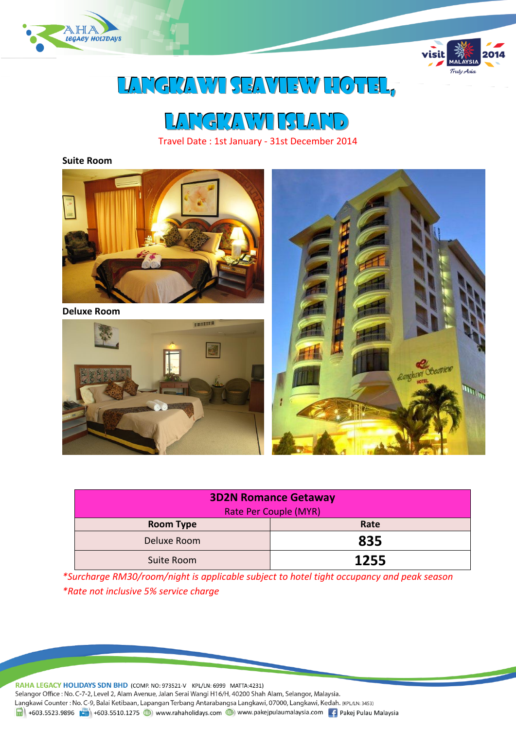# LANGKAWI SEAVIEW HOTEL, LANGKAWI ISLAND

Travel Date : 1st January - 31st December 2014

**Suite Room**

**Deluxe Room**

| 3D2N Romance Getaway Rate Per Couple (MYR) | |
|---|---|
| **Room Type** | **Rate** |
| Deluxe Room | **835** |
| Suite Room | **1255** |

*\*Surcharge RM30/room/night is applicable subject to hotel tight occupancy and peak season*

*\*Rate not inclusive 5% service charge*

**RAHA LEGACY HOLIDAYS SDN BHD** (COMP. NO: 973521-V KPL/LN: 6999 MATTA:4231)
Selangor Office : No. C-7-2, Level 2, Alam Avenue, Jalan Serai Wangi H16/H, 40200 Shah Alam, Selangor, Malaysia.
Langkawi Counter : No. C-9, Balai Ketibaan, Lapangan Terbang Antarabangsa Langkawi, 07000, Langkawi, Kedah. (KPL/LN: 3453)
+603.5523.9896 +603.5510.1275 www.rahaholidays.com www.pakejpulaumalaysia.com Pakej Pulau Malaysia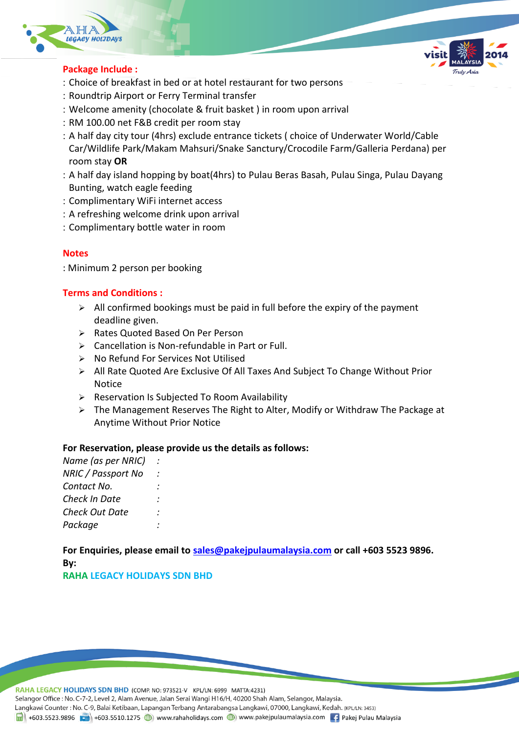**Package Include :**

: Choice of breakfast in bed or at hotel restaurant for two persons
: Roundtrip Airport or Ferry Terminal transfer
: Welcome amenity (chocolate & fruit basket ) in room upon arrival
: RM 100.00 net F&B credit per room stay
: A half day city tour (4hrs) exclude entrance tickets ( choice of Underwater World/Cable Car/Wildlife Park/Makam Mahsuri/Snake Sanctury/Crocodile Farm/Galleria Perdana) per room stay **OR**
: A half day island hopping by boat(4hrs) to Pulau Beras Basah, Pulau Singa, Pulau Dayang Bunting, watch eagle feeding
: Complimentary WiFi internet access
: A refreshing welcome drink upon arrival
: Complimentary bottle water in room

**Notes**

: Minimum 2 person per booking

**Terms and Conditions :**

- All confirmed bookings must be paid in full before the expiry of the payment deadline given.
- Rates Quoted Based On Per Person
- Cancellation is Non-refundable in Part or Full.
- No Refund For Services Not Utilised
- All Rate Quoted Are Exclusive Of All Taxes And Subject To Change Without Prior Notice
- Reservation Is Subjected To Room Availability
- The Management Reserves The Right to Alter, Modify or Withdraw The Package at Anytime Without Prior Notice

**For Reservation, please provide us the details as follows:**

*Name (as per NRIC) :*
*NRIC / Passport No :*
*Contact No. :*
*Check In Date :*
*Check Out Date :*
*Package :*

**For Enquiries, please email to sales@pakejpulaumalaysia.com or call +603 5523 9896.**
**By:**
**RAHA LEGACY HOLIDAYS SDN BHD**

RAHA LEGACY HOLIDAYS SDN BHD (COMP. NO: 973521-V KPL/LN: 6999 MATTA:4231)
Selangor Office : No. C-7-2, Level 2, Alam Avenue, Jalan Serai Wangi H16/H, 40200 Shah Alam, Selangor, Malaysia.
Langkawi Counter : No. C-9, Balai Ketibaan, Lapangan Terbang Antarabangsa Langkawi, 07000, Langkawi, Kedah. (KPL/LN: 3453)
+603.5523.9896 +603.5510.1275 www.rahaholidays.com www.pakejpulaumalaysia.com Pakej Pulau Malaysia